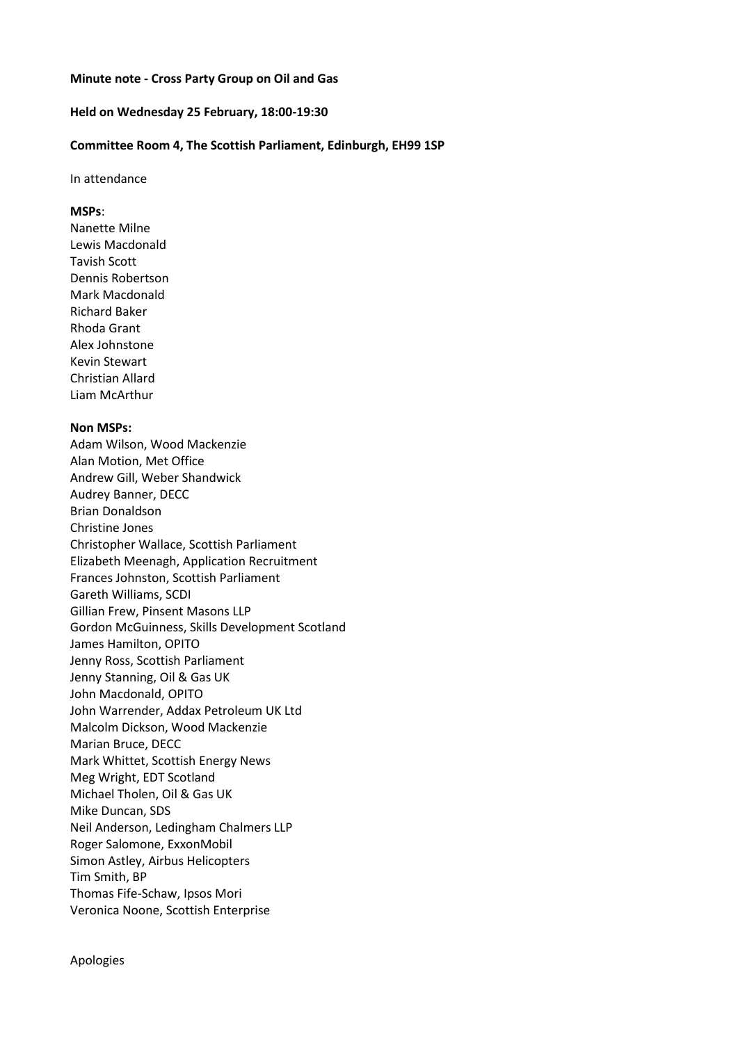**Minute note - Cross Party Group on Oil and Gas**

**Held on Wednesday 25 February, 18:00-19:30**

**Committee Room 4, The Scottish Parliament, Edinburgh, EH99 1SP**

In attendance

**MSPs**:
Nanette Milne
Lewis Macdonald
Tavish Scott
Dennis Robertson
Mark Macdonald
Richard Baker
Rhoda Grant
Alex Johnstone
Kevin Stewart
Christian Allard
Liam McArthur

**Non MSPs:**
Adam Wilson, Wood Mackenzie
Alan Motion, Met Office
Andrew Gill, Weber Shandwick
Audrey Banner, DECC
Brian Donaldson
Christine Jones
Christopher Wallace, Scottish Parliament
Elizabeth Meenagh, Application Recruitment
Frances Johnston, Scottish Parliament
Gareth Williams, SCDI
Gillian Frew, Pinsent Masons LLP
Gordon McGuinness, Skills Development Scotland
James Hamilton, OPITO
Jenny Ross, Scottish Parliament
Jenny Stanning, Oil & Gas UK
John Macdonald, OPITO
John Warrender, Addax Petroleum UK Ltd
Malcolm Dickson, Wood Mackenzie
Marian Bruce, DECC
Mark Whittet, Scottish Energy News
Meg Wright, EDT Scotland
Michael Tholen, Oil & Gas UK
Mike Duncan, SDS
Neil Anderson, Ledingham Chalmers LLP
Roger Salomone, ExxonMobil
Simon Astley, Airbus Helicopters
Tim Smith, BP
Thomas Fife-Schaw, Ipsos Mori
Veronica Noone, Scottish Enterprise

Apologies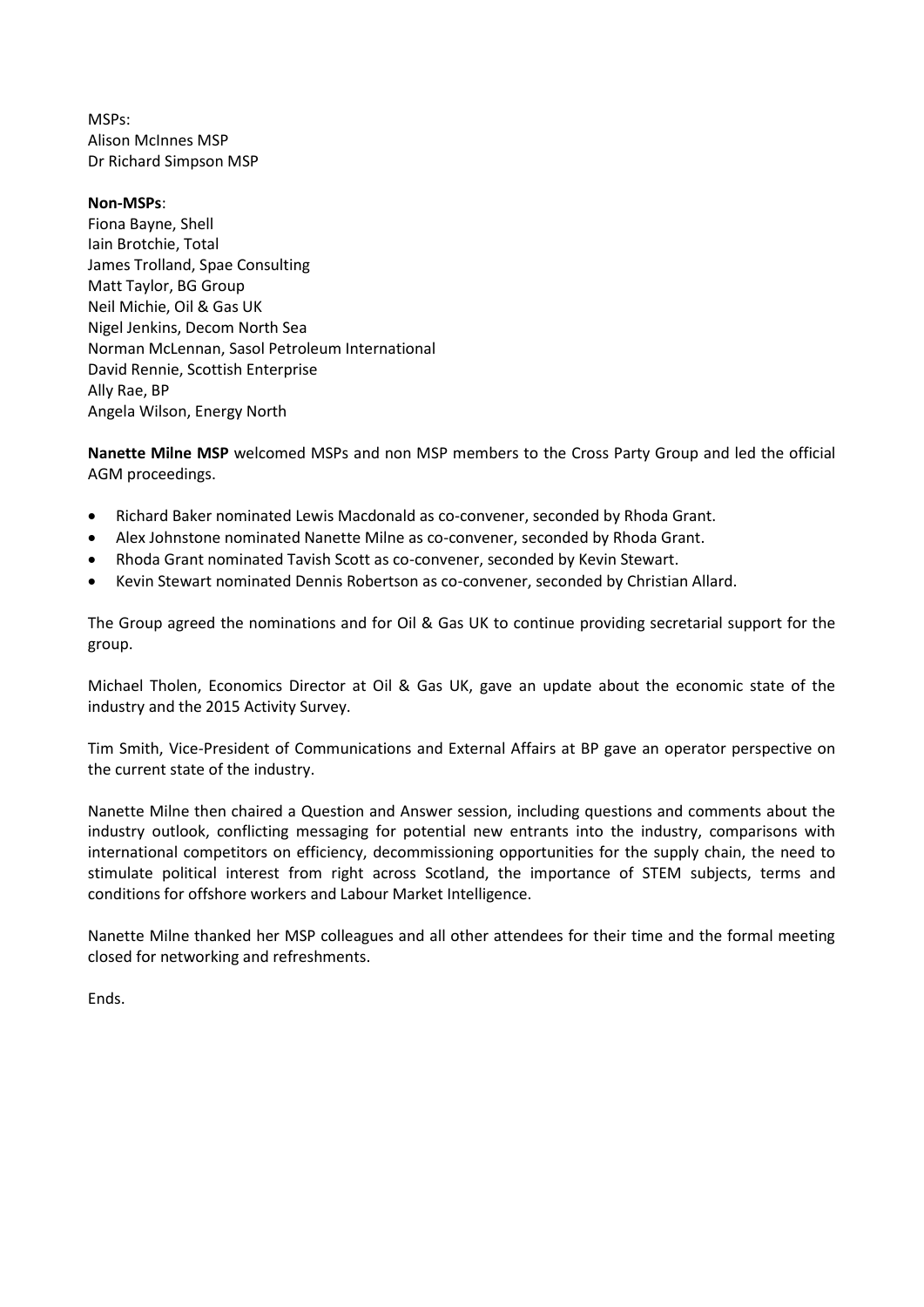MSPs:
Alison McInnes MSP
Dr Richard Simpson MSP

**Non-MSPs**:
Fiona Bayne, Shell
Iain Brotchie, Total
James Trolland, Spae Consulting
Matt Taylor, BG Group
Neil Michie, Oil & Gas UK
Nigel Jenkins, Decom North Sea
Norman McLennan, Sasol Petroleum International
David Rennie, Scottish Enterprise
Ally Rae, BP
Angela Wilson, Energy North

**Nanette Milne MSP** welcomed MSPs and non MSP members to the Cross Party Group and led the official AGM proceedings.

- Richard Baker nominated Lewis Macdonald as co-convener, seconded by Rhoda Grant.
- Alex Johnstone nominated Nanette Milne as co-convener, seconded by Rhoda Grant.
- Rhoda Grant nominated Tavish Scott as co-convener, seconded by Kevin Stewart.
- Kevin Stewart nominated Dennis Robertson as co-convener, seconded by Christian Allard.

The Group agreed the nominations and for Oil & Gas UK to continue providing secretarial support for the group.

Michael Tholen, Economics Director at Oil & Gas UK, gave an update about the economic state of the industry and the 2015 Activity Survey.

Tim Smith, Vice-President of Communications and External Affairs at BP gave an operator perspective on the current state of the industry.

Nanette Milne then chaired a Question and Answer session, including questions and comments about the industry outlook, conflicting messaging for potential new entrants into the industry, comparisons with international competitors on efficiency, decommissioning opportunities for the supply chain, the need to stimulate political interest from right across Scotland, the importance of STEM subjects, terms and conditions for offshore workers and Labour Market Intelligence.

Nanette Milne thanked her MSP colleagues and all other attendees for their time and the formal meeting closed for networking and refreshments.

Ends.